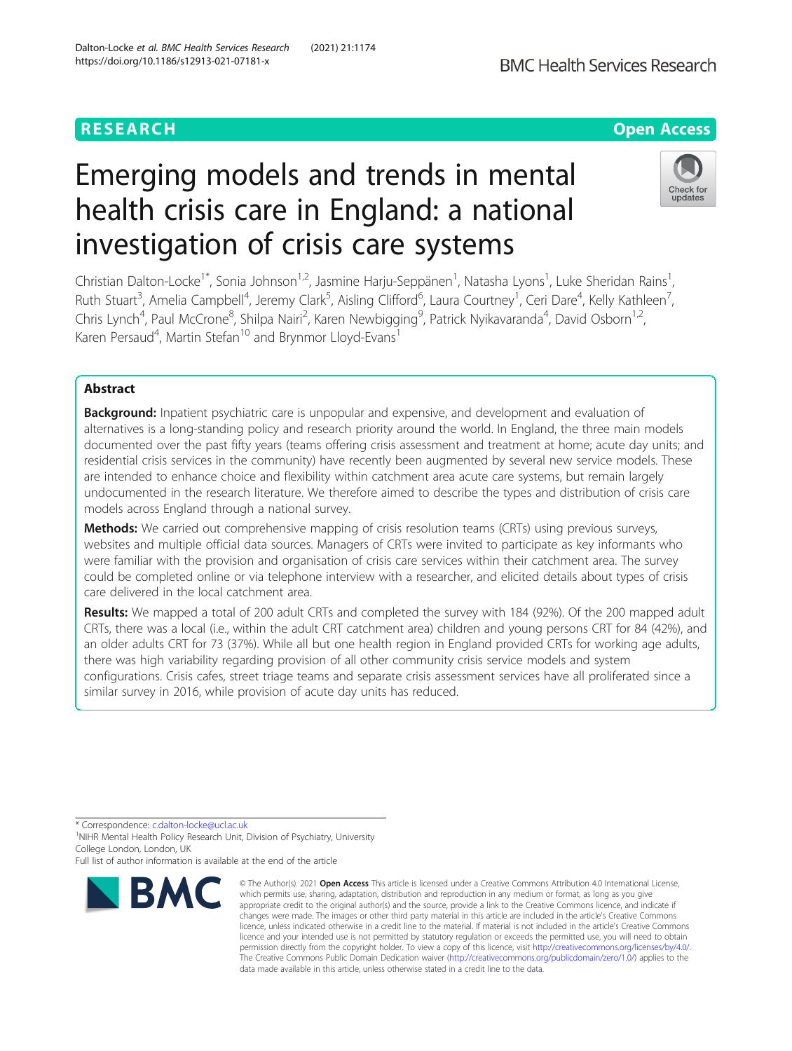RESEARCH

Open Access

# Emerging models and trends in mental health crisis care in England: a national investigation of crisis care systems

Christian Dalton-Locke[1*], Sonia Johnson[1,2], Jasmine Harju-Seppänen[1], Natasha Lyons[1], Luke Sheridan Rains[1], Ruth Stuart[3], Amelia Campbell[4], Jeremy Clark[5], Aisling Clifford[6], Laura Courtney[1], Ceri Dare[4], Kelly Kathleen[7], Chris Lynch[4], Paul McCrone[8], Shilpa Nairi[2], Karen Newbigging[9], Patrick Nyikavaranda[4], David Osborn[1,2], Karen Persaud[4], Martin Stefan[10] and Brynmor Lloyd-Evans[1]

## Abstract

**Background:** Inpatient psychiatric care is unpopular and expensive, and development and evaluation of alternatives is a long-standing policy and research priority around the world. In England, the three main models documented over the past fifty years (teams offering crisis assessment and treatment at home; acute day units; and residential crisis services in the community) have recently been augmented by several new service models. These are intended to enhance choice and flexibility within catchment area acute care systems, but remain largely undocumented in the research literature. We therefore aimed to describe the types and distribution of crisis care models across England through a national survey.

**Methods:** We carried out comprehensive mapping of crisis resolution teams (CRTs) using previous surveys, websites and multiple official data sources. Managers of CRTs were invited to participate as key informants who were familiar with the provision and organisation of crisis care services within their catchment area. The survey could be completed online or via telephone interview with a researcher, and elicited details about types of crisis care delivered in the local catchment area.

**Results:** We mapped a total of 200 adult CRTs and completed the survey with 184 (92%). Of the 200 mapped adult CRTs, there was a local (i.e., within the adult CRT catchment area) children and young persons CRT for 84 (42%), and an older adults CRT for 73 (37%). While all but one health region in England provided CRTs for working age adults, there was high variability regarding provision of all other community crisis service models and system configurations. Crisis cafes, street triage teams and separate crisis assessment services have all proliferated since a similar survey in 2016, while provision of acute day units has reduced.

* Correspondence: c.dalton-locke@ucl.ac.uk
[1]NIHR Mental Health Policy Research Unit, Division of Psychiatry, University College London, London, UK
Full list of author information is available at the end of the article

© The Author(s). 2021 **Open Access** This article is licensed under a Creative Commons Attribution 4.0 International License, which permits use, sharing, adaptation, distribution and reproduction in any medium or format, as long as you give appropriate credit to the original author(s) and the source, provide a link to the Creative Commons licence, and indicate if changes were made. The images or other third party material in this article are included in the article's Creative Commons licence, unless indicated otherwise in a credit line to the material. If material is not included in the article's Creative Commons licence and your intended use is not permitted by statutory regulation or exceeds the permitted use, you will need to obtain permission directly from the copyright holder. To view a copy of this licence, visit http://creativecommons.org/licenses/by/4.0/. The Creative Commons Public Domain Dedication waiver (http://creativecommons.org/publicdomain/zero/1.0/) applies to the data made available in this article, unless otherwise stated in a credit line to the data.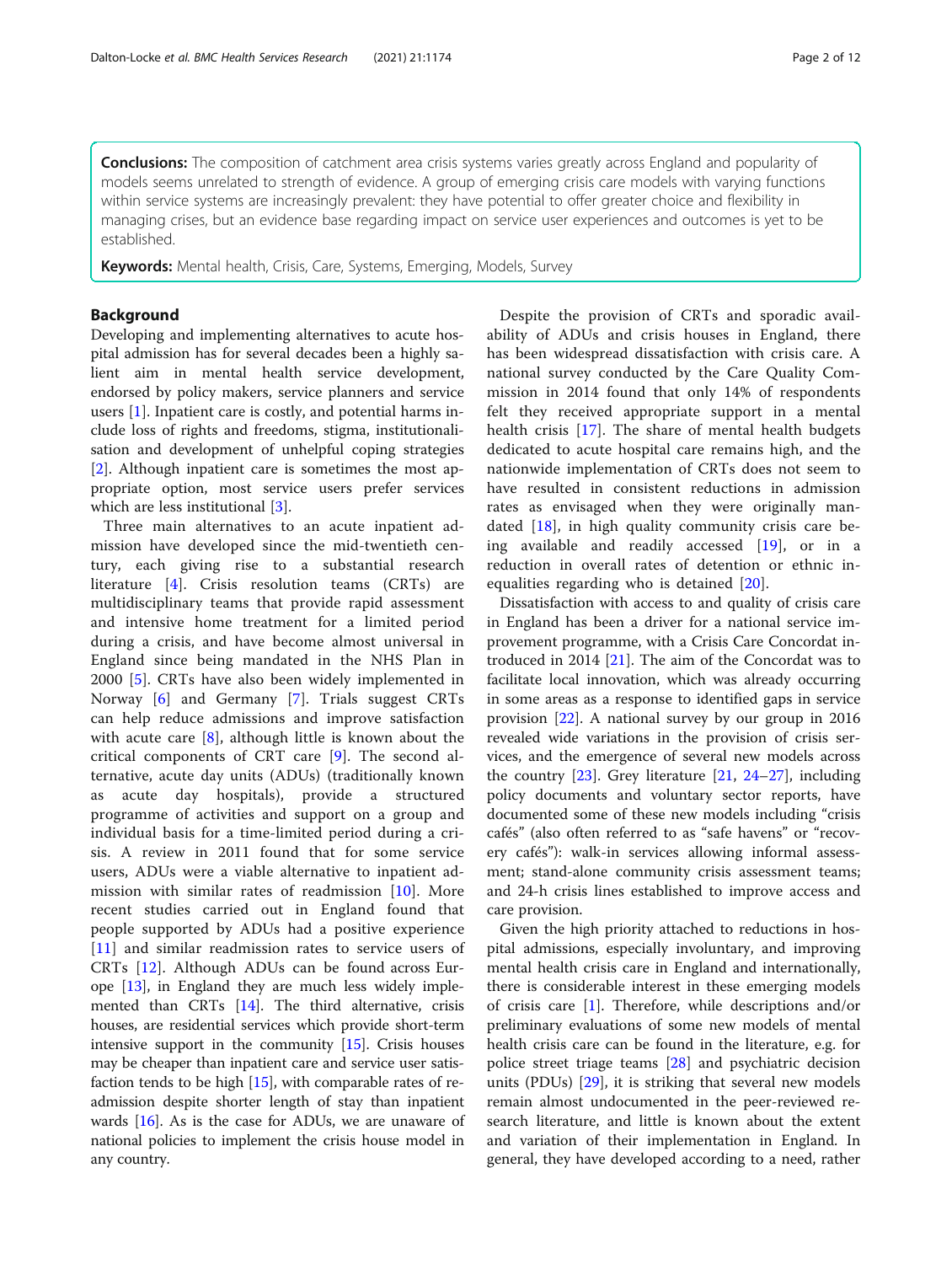**Conclusions:** The composition of catchment area crisis systems varies greatly across England and popularity of models seems unrelated to strength of evidence. A group of emerging crisis care models with varying functions within service systems are increasingly prevalent: they have potential to offer greater choice and flexibility in managing crises, but an evidence base regarding impact on service user experiences and outcomes is yet to be established.

**Keywords:** Mental health, Crisis, Care, Systems, Emerging, Models, Survey

## Background

Developing and implementing alternatives to acute hospital admission has for several decades been a highly salient aim in mental health service development, endorsed by policy makers, service planners and service users [1]. Inpatient care is costly, and potential harms include loss of rights and freedoms, stigma, institutionalisation and development of unhelpful coping strategies [2]. Although inpatient care is sometimes the most appropriate option, most service users prefer services which are less institutional [3].

Three main alternatives to an acute inpatient admission have developed since the mid-twentieth century, each giving rise to a substantial research literature [4]. Crisis resolution teams (CRTs) are multidisciplinary teams that provide rapid assessment and intensive home treatment for a limited period during a crisis, and have become almost universal in England since being mandated in the NHS Plan in 2000 [5]. CRTs have also been widely implemented in Norway [6] and Germany [7]. Trials suggest CRTs can help reduce admissions and improve satisfaction with acute care [8], although little is known about the critical components of CRT care [9]. The second alternative, acute day units (ADUs) (traditionally known as acute day hospitals), provide a structured programme of activities and support on a group and individual basis for a time-limited period during a crisis. A review in 2011 found that for some service users, ADUs were a viable alternative to inpatient admission with similar rates of readmission [10]. More recent studies carried out in England found that people supported by ADUs had a positive experience [11] and similar readmission rates to service users of CRTs [12]. Although ADUs can be found across Europe [13], in England they are much less widely implemented than CRTs [14]. The third alternative, crisis houses, are residential services which provide short-term intensive support in the community [15]. Crisis houses may be cheaper than inpatient care and service user satisfaction tends to be high [15], with comparable rates of readmission despite shorter length of stay than inpatient wards [16]. As is the case for ADUs, we are unaware of national policies to implement the crisis house model in any country.

Despite the provision of CRTs and sporadic availability of ADUs and crisis houses in England, there has been widespread dissatisfaction with crisis care. A national survey conducted by the Care Quality Commission in 2014 found that only 14% of respondents felt they received appropriate support in a mental health crisis [17]. The share of mental health budgets dedicated to acute hospital care remains high, and the nationwide implementation of CRTs does not seem to have resulted in consistent reductions in admission rates as envisaged when they were originally mandated [18], in high quality community crisis care being available and readily accessed [19], or in a reduction in overall rates of detention or ethnic inequalities regarding who is detained [20].

Dissatisfaction with access to and quality of crisis care in England has been a driver for a national service improvement programme, with a Crisis Care Concordat introduced in 2014 [21]. The aim of the Concordat was to facilitate local innovation, which was already occurring in some areas as a response to identified gaps in service provision [22]. A national survey by our group in 2016 revealed wide variations in the provision of crisis services, and the emergence of several new models across the country [23]. Grey literature [21, 24–27], including policy documents and voluntary sector reports, have documented some of these new models including "crisis cafés" (also often referred to as "safe havens" or "recovery cafés"): walk-in services allowing informal assessment; stand-alone community crisis assessment teams; and 24-h crisis lines established to improve access and care provision.

Given the high priority attached to reductions in hospital admissions, especially involuntary, and improving mental health crisis care in England and internationally, there is considerable interest in these emerging models of crisis care [1]. Therefore, while descriptions and/or preliminary evaluations of some new models of mental health crisis care can be found in the literature, e.g. for police street triage teams [28] and psychiatric decision units (PDUs) [29], it is striking that several new models remain almost undocumented in the peer-reviewed research literature, and little is known about the extent and variation of their implementation in England. In general, they have developed according to a need, rather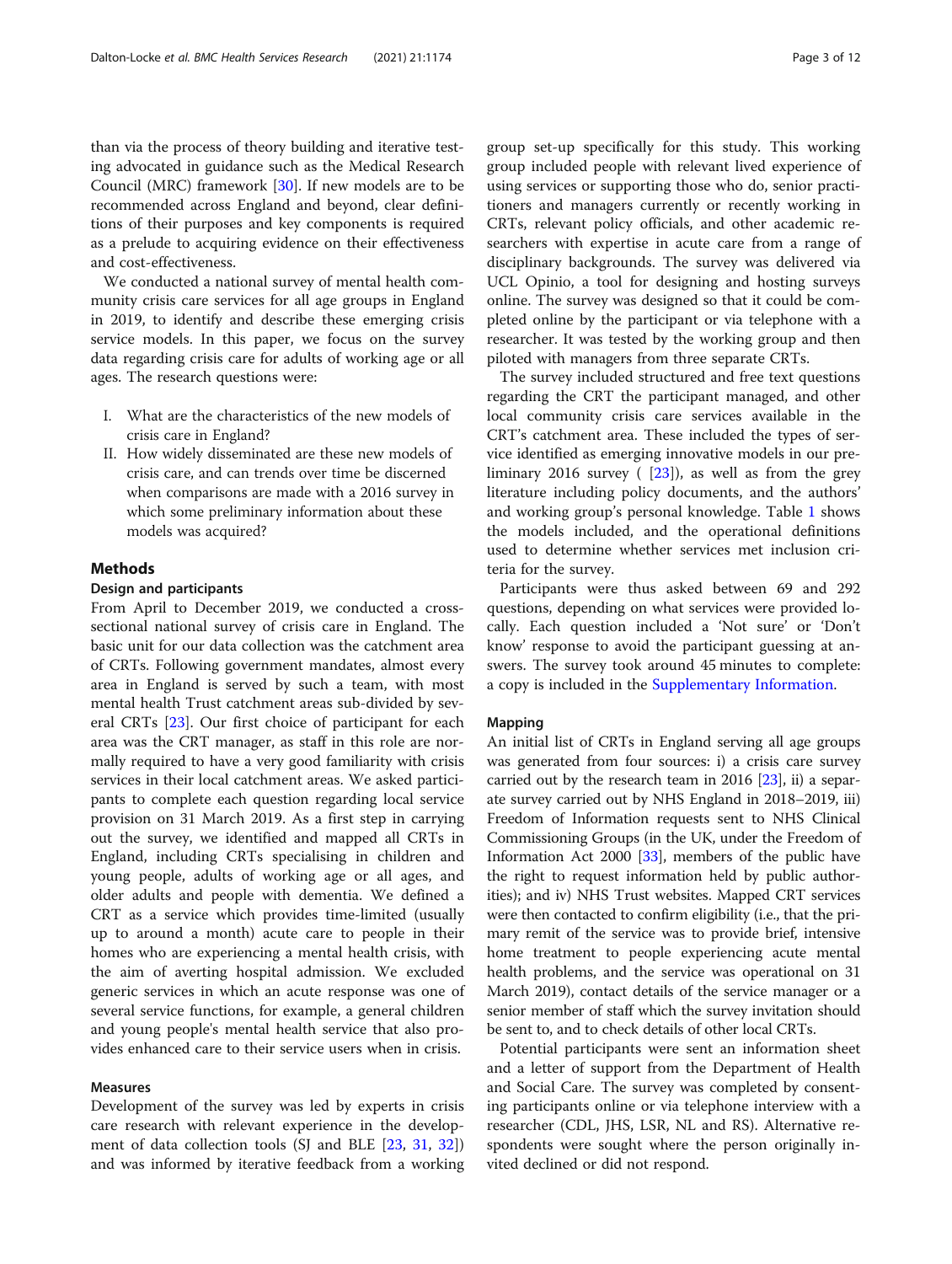than via the process of theory building and iterative testing advocated in guidance such as the Medical Research Council (MRC) framework [30]. If new models are to be recommended across England and beyond, clear definitions of their purposes and key components is required as a prelude to acquiring evidence on their effectiveness and cost-effectiveness.

We conducted a national survey of mental health community crisis care services for all age groups in England in 2019, to identify and describe these emerging crisis service models. In this paper, we focus on the survey data regarding crisis care for adults of working age or all ages. The research questions were:

I. What are the characteristics of the new models of crisis care in England?
II. How widely disseminated are these new models of crisis care, and can trends over time be discerned when comparisons are made with a 2016 survey in which some preliminary information about these models was acquired?

## Methods

### Design and participants

From April to December 2019, we conducted a cross-sectional national survey of crisis care in England. The basic unit for our data collection was the catchment area of CRTs. Following government mandates, almost every area in England is served by such a team, with most mental health Trust catchment areas sub-divided by several CRTs [23]. Our first choice of participant for each area was the CRT manager, as staff in this role are normally required to have a very good familiarity with crisis services in their local catchment areas. We asked participants to complete each question regarding local service provision on 31 March 2019. As a first step in carrying out the survey, we identified and mapped all CRTs in England, including CRTs specialising in children and young people, adults of working age or all ages, and older adults and people with dementia. We defined a CRT as a service which provides time-limited (usually up to around a month) acute care to people in their homes who are experiencing a mental health crisis, with the aim of averting hospital admission. We excluded generic services in which an acute response was one of several service functions, for example, a general children and young people's mental health service that also provides enhanced care to their service users when in crisis.

### Measures

Development of the survey was led by experts in crisis care research with relevant experience in the development of data collection tools (SJ and BLE [23, 31, 32]) and was informed by iterative feedback from a working group set-up specifically for this study. This working group included people with relevant lived experience of using services or supporting those who do, senior practitioners and managers currently or recently working in CRTs, relevant policy officials, and other academic researchers with expertise in acute care from a range of disciplinary backgrounds. The survey was delivered via UCL Opinio, a tool for designing and hosting surveys online. The survey was designed so that it could be completed online by the participant or via telephone with a researcher. It was tested by the working group and then piloted with managers from three separate CRTs.

The survey included structured and free text questions regarding the CRT the participant managed, and other local community crisis care services available in the CRT's catchment area. These included the types of service identified as emerging innovative models in our preliminary 2016 survey ( [23]), as well as from the grey literature including policy documents, and the authors' and working group's personal knowledge. Table 1 shows the models included, and the operational definitions used to determine whether services met inclusion criteria for the survey.

Participants were thus asked between 69 and 292 questions, depending on what services were provided locally. Each question included a 'Not sure' or 'Don't know' response to avoid the participant guessing at answers. The survey took around 45 minutes to complete: a copy is included in the Supplementary Information.

### Mapping

An initial list of CRTs in England serving all age groups was generated from four sources: i) a crisis care survey carried out by the research team in 2016 [23], ii) a separate survey carried out by NHS England in 2018–2019, iii) Freedom of Information requests sent to NHS Clinical Commissioning Groups (in the UK, under the Freedom of Information Act 2000 [33], members of the public have the right to request information held by public authorities); and iv) NHS Trust websites. Mapped CRT services were then contacted to confirm eligibility (i.e., that the primary remit of the service was to provide brief, intensive home treatment to people experiencing acute mental health problems, and the service was operational on 31 March 2019), contact details of the service manager or a senior member of staff which the survey invitation should be sent to, and to check details of other local CRTs.

Potential participants were sent an information sheet and a letter of support from the Department of Health and Social Care. The survey was completed by consenting participants online or via telephone interview with a researcher (CDL, JHS, LSR, NL and RS). Alternative respondents were sought where the person originally invited declined or did not respond.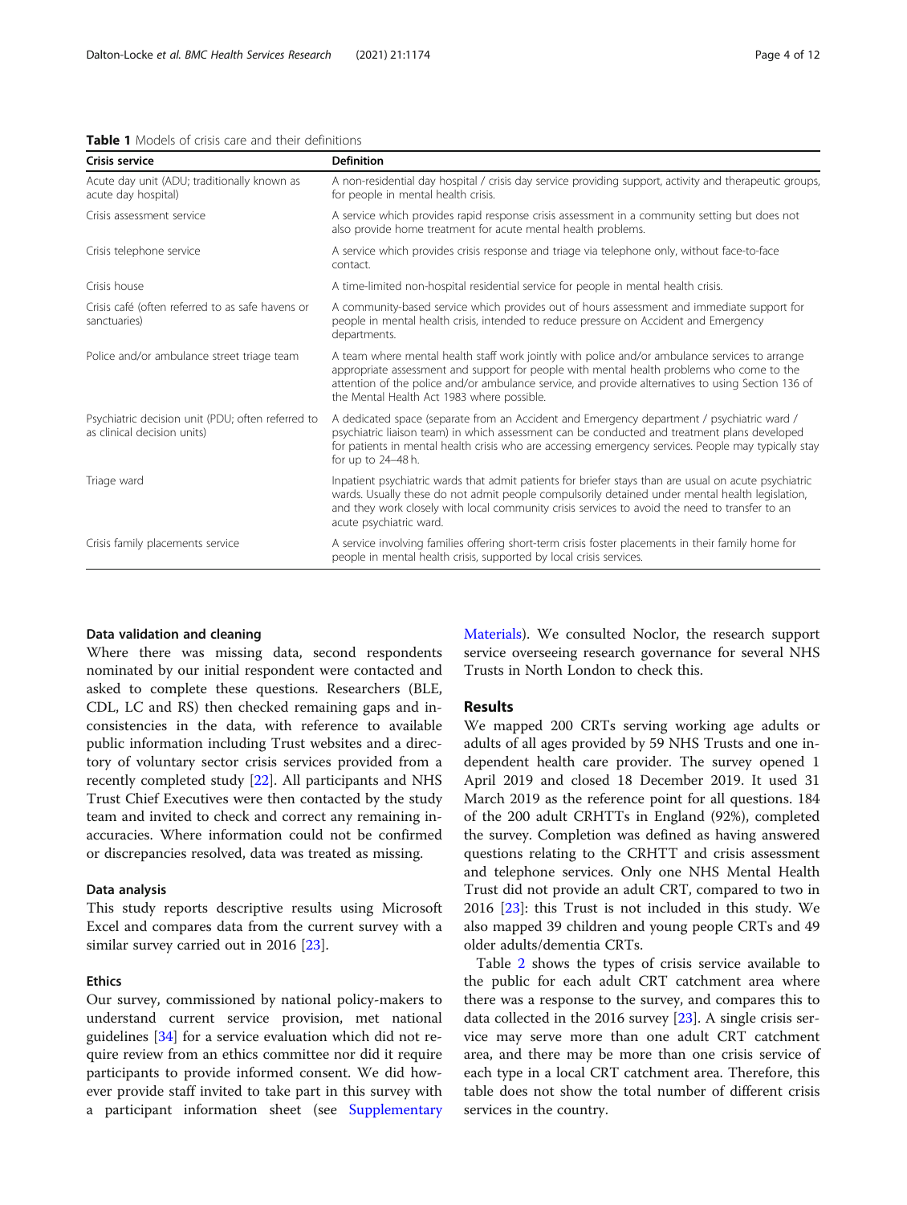**Table 1** Models of crisis care and their definitions

| Crisis service | Definition |
| --- | --- |
| Acute day unit (ADU; traditionally known as acute day hospital) | A non-residential day hospital / crisis day service providing support, activity and therapeutic groups, for people in mental health crisis. |
| Crisis assessment service | A service which provides rapid response crisis assessment in a community setting but does not also provide home treatment for acute mental health problems. |
| Crisis telephone service | A service which provides crisis response and triage via telephone only, without face-to-face contact. |
| Crisis house | A time-limited non-hospital residential service for people in mental health crisis. |
| Crisis café (often referred to as safe havens or sanctuaries) | A community-based service which provides out of hours assessment and immediate support for people in mental health crisis, intended to reduce pressure on Accident and Emergency departments. |
| Police and/or ambulance street triage team | A team where mental health staff work jointly with police and/or ambulance services to arrange appropriate assessment and support for people with mental health problems who come to the attention of the police and/or ambulance service, and provide alternatives to using Section 136 of the Mental Health Act 1983 where possible. |
| Psychiatric decision unit (PDU; often referred to as clinical decision units) | A dedicated space (separate from an Accident and Emergency department / psychiatric ward / psychiatric liaison team) in which assessment can be conducted and treatment plans developed for patients in mental health crisis who are accessing emergency services. People may typically stay for up to 24–48 h. |
| Triage ward | Inpatient psychiatric wards that admit patients for briefer stays than are usual on acute psychiatric wards. Usually these do not admit people compulsorily detained under mental health legislation, and they work closely with local community crisis services to avoid the need to transfer to an acute psychiatric ward. |
| Crisis family placements service | A service involving families offering short-term crisis foster placements in their family home for people in mental health crisis, supported by local crisis services. |

### Data validation and cleaning

Where there was missing data, second respondents nominated by our initial respondent were contacted and asked to complete these questions. Researchers (BLE, CDL, LC and RS) then checked remaining gaps and inconsistencies in the data, with reference to available public information including Trust websites and a directory of voluntary sector crisis services provided from a recently completed study [22]. All participants and NHS Trust Chief Executives were then contacted by the study team and invited to check and correct any remaining inaccuracies. Where information could not be confirmed or discrepancies resolved, data was treated as missing.

### Data analysis

This study reports descriptive results using Microsoft Excel and compares data from the current survey with a similar survey carried out in 2016 [23].

### Ethics

Our survey, commissioned by national policy-makers to understand current service provision, met national guidelines [34] for a service evaluation which did not require review from an ethics committee nor did it require participants to provide informed consent. We did however provide staff invited to take part in this survey with a participant information sheet (see Supplementary Materials). We consulted Noclor, the research support service overseeing research governance for several NHS Trusts in North London to check this.

## Results

We mapped 200 CRTs serving working age adults or adults of all ages provided by 59 NHS Trusts and one independent health care provider. The survey opened 1 April 2019 and closed 18 December 2019. It used 31 March 2019 as the reference point for all questions. 184 of the 200 adult CRHTTs in England (92%), completed the survey. Completion was defined as having answered questions relating to the CRHTT and crisis assessment and telephone services. Only one NHS Mental Health Trust did not provide an adult CRT, compared to two in 2016 [23]: this Trust is not included in this study. We also mapped 39 children and young people CRTs and 49 older adults/dementia CRTs.

Table 2 shows the types of crisis service available to the public for each adult CRT catchment area where there was a response to the survey, and compares this to data collected in the 2016 survey [23]. A single crisis service may serve more than one adult CRT catchment area, and there may be more than one crisis service of each type in a local CRT catchment area. Therefore, this table does not show the total number of different crisis services in the country.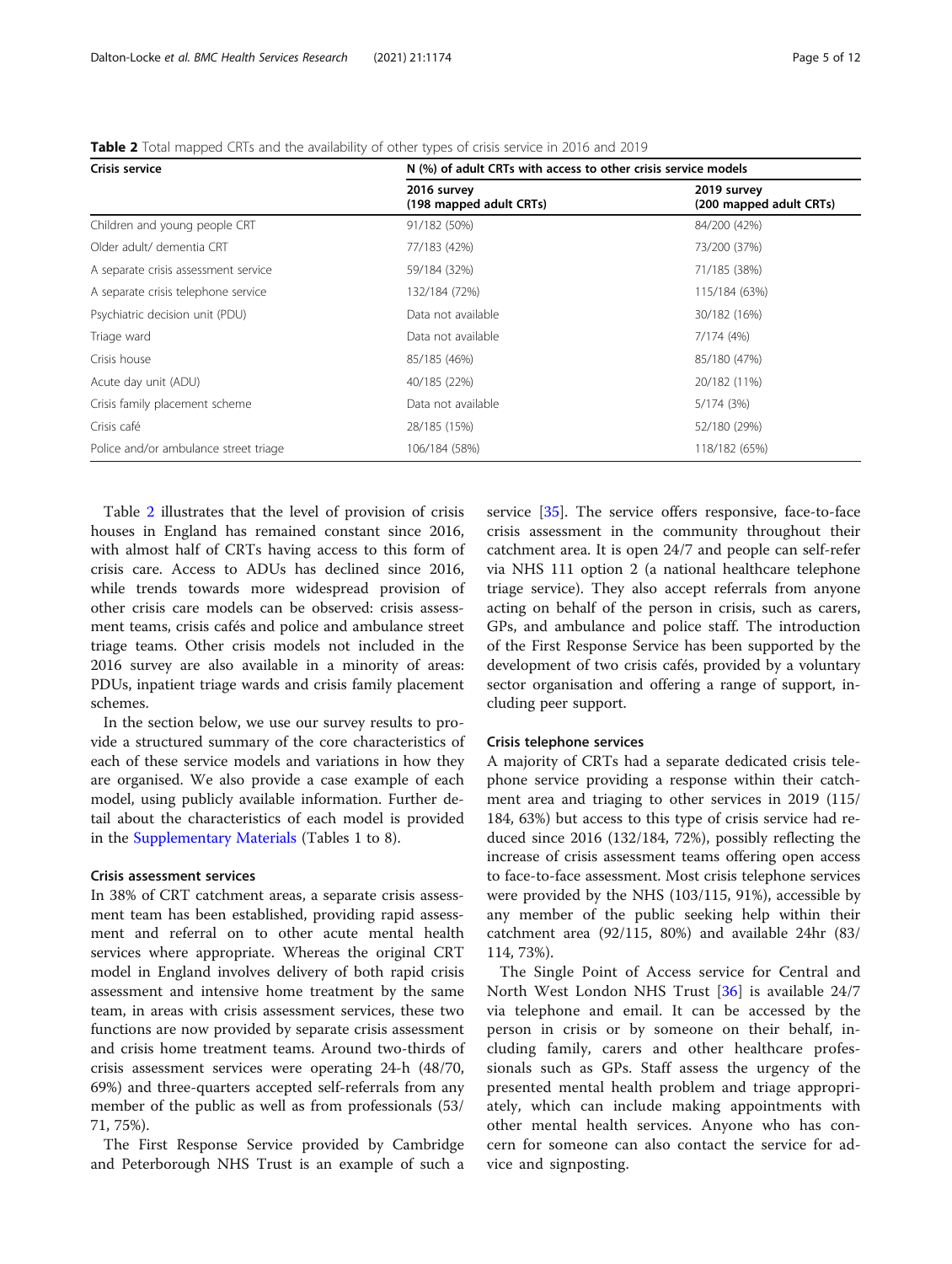**Table 2** Total mapped CRTs and the availability of other types of crisis service in 2016 and 2019

| Crisis service | N (%) of adult CRTs with access to other crisis service models | |
|---|---|---|
| | 2016 survey (198 mapped adult CRTs) | 2019 survey (200 mapped adult CRTs) |
| Children and young people CRT | 91/182 (50%) | 84/200 (42%) |
| Older adult/ dementia CRT | 77/183 (42%) | 73/200 (37%) |
| A separate crisis assessment service | 59/184 (32%) | 71/185 (38%) |
| A separate crisis telephone service | 132/184 (72%) | 115/184 (63%) |
| Psychiatric decision unit (PDU) | Data not available | 30/182 (16%) |
| Triage ward | Data not available | 7/174 (4%) |
| Crisis house | 85/185 (46%) | 85/180 (47%) |
| Acute day unit (ADU) | 40/185 (22%) | 20/182 (11%) |
| Crisis family placement scheme | Data not available | 5/174 (3%) |
| Crisis café | 28/185 (15%) | 52/180 (29%) |
| Police and/or ambulance street triage | 106/184 (58%) | 118/182 (65%) |

Table 2 illustrates that the level of provision of crisis houses in England has remained constant since 2016, with almost half of CRTs having access to this form of crisis care. Access to ADUs has declined since 2016, while trends towards more widespread provision of other crisis care models can be observed: crisis assessment teams, crisis cafés and police and ambulance street triage teams. Other crisis models not included in the 2016 survey are also available in a minority of areas: PDUs, inpatient triage wards and crisis family placement schemes.

In the section below, we use our survey results to provide a structured summary of the core characteristics of each of these service models and variations in how they are organised. We also provide a case example of each model, using publicly available information. Further detail about the characteristics of each model is provided in the Supplementary Materials (Tables 1 to 8).

### Crisis assessment services

In 38% of CRT catchment areas, a separate crisis assessment team has been established, providing rapid assessment and referral on to other acute mental health services where appropriate. Whereas the original CRT model in England involves delivery of both rapid crisis assessment and intensive home treatment by the same team, in areas with crisis assessment services, these two functions are now provided by separate crisis assessment and crisis home treatment teams. Around two-thirds of crisis assessment services were operating 24-h (48/70, 69%) and three-quarters accepted self-referrals from any member of the public as well as from professionals (53/71, 75%).

The First Response Service provided by Cambridge and Peterborough NHS Trust is an example of such a service [35]. The service offers responsive, face-to-face crisis assessment in the community throughout their catchment area. It is open 24/7 and people can self-refer via NHS 111 option 2 (a national healthcare telephone triage service). They also accept referrals from anyone acting on behalf of the person in crisis, such as carers, GPs, and ambulance and police staff. The introduction of the First Response Service has been supported by the development of two crisis cafés, provided by a voluntary sector organisation and offering a range of support, including peer support.

### Crisis telephone services

A majority of CRTs had a separate dedicated crisis telephone service providing a response within their catchment area and triaging to other services in 2019 (115/184, 63%) but access to this type of crisis service had reduced since 2016 (132/184, 72%), possibly reflecting the increase of crisis assessment teams offering open access to face-to-face assessment. Most crisis telephone services were provided by the NHS (103/115, 91%), accessible by any member of the public seeking help within their catchment area (92/115, 80%) and available 24hr (83/114, 73%).

The Single Point of Access service for Central and North West London NHS Trust [36] is available 24/7 via telephone and email. It can be accessed by the person in crisis or by someone on their behalf, including family, carers and other healthcare professionals such as GPs. Staff assess the urgency of the presented mental health problem and triage appropriately, which can include making appointments with other mental health services. Anyone who has concern for someone can also contact the service for advice and signposting.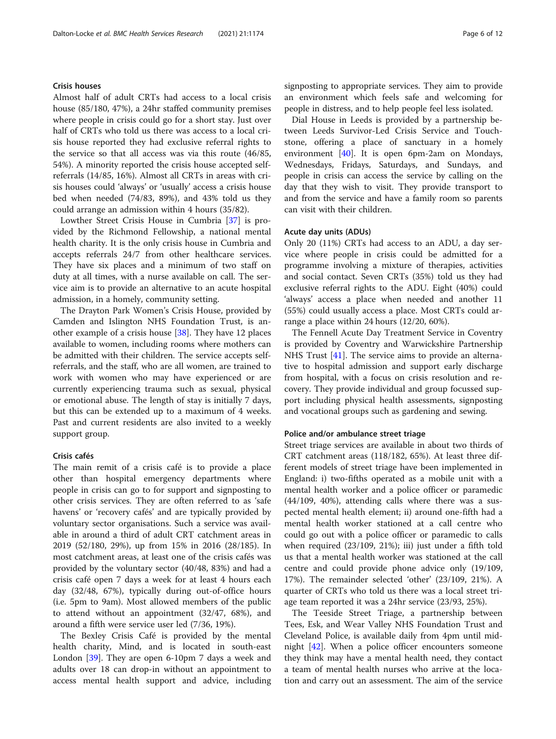#### Crisis houses

Almost half of adult CRTs had access to a local crisis house (85/180, 47%), a 24hr staffed community premises where people in crisis could go for a short stay. Just over half of CRTs who told us there was access to a local crisis house reported they had exclusive referral rights to the service so that all access was via this route (46/85, 54%). A minority reported the crisis house accepted self-referrals (14/85, 16%). Almost all CRTs in areas with crisis houses could 'always' or 'usually' access a crisis house bed when needed (74/83, 89%), and 43% told us they could arrange an admission within 4 hours (35/82).

Lowther Street Crisis House in Cumbria [37] is provided by the Richmond Fellowship, a national mental health charity. It is the only crisis house in Cumbria and accepts referrals 24/7 from other healthcare services. They have six places and a minimum of two staff on duty at all times, with a nurse available on call. The service aim is to provide an alternative to an acute hospital admission, in a homely, community setting.

The Drayton Park Women's Crisis House, provided by Camden and Islington NHS Foundation Trust, is another example of a crisis house [38]. They have 12 places available to women, including rooms where mothers can be admitted with their children. The service accepts self-referrals, and the staff, who are all women, are trained to work with women who may have experienced or are currently experiencing trauma such as sexual, physical or emotional abuse. The length of stay is initially 7 days, but this can be extended up to a maximum of 4 weeks. Past and current residents are also invited to a weekly support group.

#### Crisis cafés

The main remit of a crisis café is to provide a place other than hospital emergency departments where people in crisis can go to for support and signposting to other crisis services. They are often referred to as 'safe havens' or 'recovery cafés' and are typically provided by voluntary sector organisations. Such a service was available in around a third of adult CRT catchment areas in 2019 (52/180, 29%), up from 15% in 2016 (28/185). In most catchment areas, at least one of the crisis cafés was provided by the voluntary sector (40/48, 83%) and had a crisis café open 7 days a week for at least 4 hours each day (32/48, 67%), typically during out-of-office hours (i.e. 5pm to 9am). Most allowed members of the public to attend without an appointment (32/47, 68%), and around a fifth were service user led (7/36, 19%).

The Bexley Crisis Café is provided by the mental health charity, Mind, and is located in south-east London [39]. They are open 6-10pm 7 days a week and adults over 18 can drop-in without an appointment to access mental health support and advice, including signposting to appropriate services. They aim to provide an environment which feels safe and welcoming for people in distress, and to help people feel less isolated.

Dial House in Leeds is provided by a partnership between Leeds Survivor-Led Crisis Service and Touchstone, offering a place of sanctuary in a homely environment [40]. It is open 6pm-2am on Mondays, Wednesdays, Fridays, Saturdays, and Sundays, and people in crisis can access the service by calling on the day that they wish to visit. They provide transport to and from the service and have a family room so parents can visit with their children.

#### Acute day units (ADUs)

Only 20 (11%) CRTs had access to an ADU, a day service where people in crisis could be admitted for a programme involving a mixture of therapies, activities and social contact. Seven CRTs (35%) told us they had exclusive referral rights to the ADU. Eight (40%) could 'always' access a place when needed and another 11 (55%) could usually access a place. Most CRTs could arrange a place within 24 hours (12/20, 60%).

The Fennell Acute Day Treatment Service in Coventry is provided by Coventry and Warwickshire Partnership NHS Trust [41]. The service aims to provide an alternative to hospital admission and support early discharge from hospital, with a focus on crisis resolution and recovery. They provide individual and group focussed support including physical health assessments, signposting and vocational groups such as gardening and sewing.

#### Police and/or ambulance street triage

Street triage services are available in about two thirds of CRT catchment areas (118/182, 65%). At least three different models of street triage have been implemented in England: i) two-fifths operated as a mobile unit with a mental health worker and a police officer or paramedic (44/109, 40%), attending calls where there was a suspected mental health element; ii) around one-fifth had a mental health worker stationed at a call centre who could go out with a police officer or paramedic to calls when required (23/109, 21%); iii) just under a fifth told us that a mental health worker was stationed at the call centre and could provide phone advice only (19/109, 17%). The remainder selected 'other' (23/109, 21%). A quarter of CRTs who told us there was a local street triage team reported it was a 24hr service (23/93, 25%).

The Teeside Street Triage, a partnership between Tees, Esk, and Wear Valley NHS Foundation Trust and Cleveland Police, is available daily from 4pm until midnight [42]. When a police officer encounters someone they think may have a mental health need, they contact a team of mental health nurses who arrive at the location and carry out an assessment. The aim of the service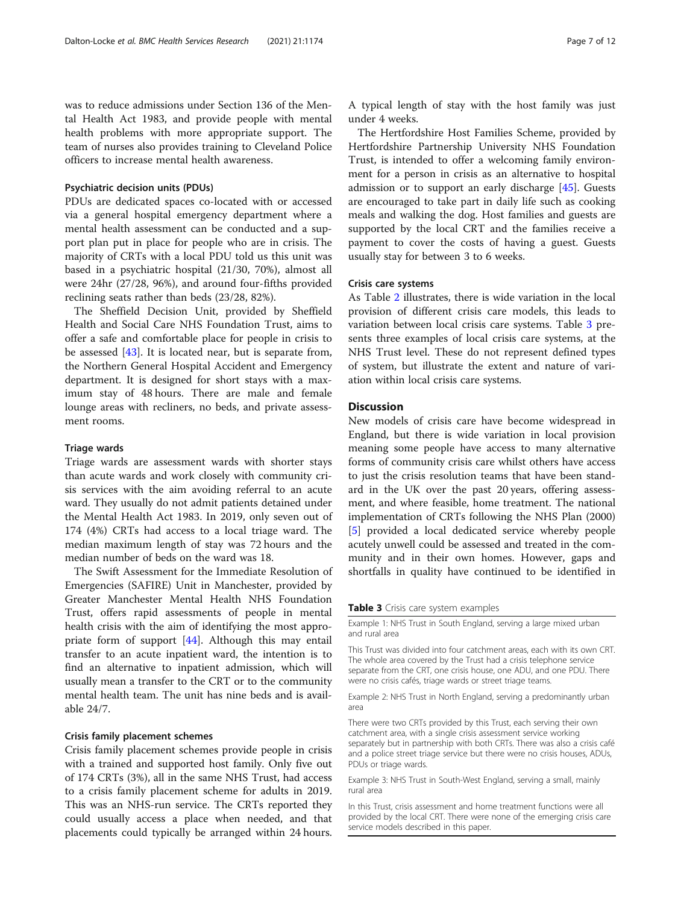was to reduce admissions under Section 136 of the Mental Health Act 1983, and provide people with mental health problems with more appropriate support. The team of nurses also provides training to Cleveland Police officers to increase mental health awareness.

### Psychiatric decision units (PDUs)

PDUs are dedicated spaces co-located with or accessed via a general hospital emergency department where a mental health assessment can be conducted and a support plan put in place for people who are in crisis. The majority of CRTs with a local PDU told us this unit was based in a psychiatric hospital (21/30, 70%), almost all were 24hr (27/28, 96%), and around four-fifths provided reclining seats rather than beds (23/28, 82%).

The Sheffield Decision Unit, provided by Sheffield Health and Social Care NHS Foundation Trust, aims to offer a safe and comfortable place for people in crisis to be assessed [43]. It is located near, but is separate from, the Northern General Hospital Accident and Emergency department. It is designed for short stays with a maximum stay of 48 hours. There are male and female lounge areas with recliners, no beds, and private assessment rooms.

### Triage wards

Triage wards are assessment wards with shorter stays than acute wards and work closely with community crisis services with the aim avoiding referral to an acute ward. They usually do not admit patients detained under the Mental Health Act 1983. In 2019, only seven out of 174 (4%) CRTs had access to a local triage ward. The median maximum length of stay was 72 hours and the median number of beds on the ward was 18.

The Swift Assessment for the Immediate Resolution of Emergencies (SAFIRE) Unit in Manchester, provided by Greater Manchester Mental Health NHS Foundation Trust, offers rapid assessments of people in mental health crisis with the aim of identifying the most appropriate form of support [44]. Although this may entail transfer to an acute inpatient ward, the intention is to find an alternative to inpatient admission, which will usually mean a transfer to the CRT or to the community mental health team. The unit has nine beds and is available 24/7.

### Crisis family placement schemes

Crisis family placement schemes provide people in crisis with a trained and supported host family. Only five out of 174 CRTs (3%), all in the same NHS Trust, had access to a crisis family placement scheme for adults in 2019. This was an NHS-run service. The CRTs reported they could usually access a place when needed, and that placements could typically be arranged within 24 hours. A typical length of stay with the host family was just under 4 weeks.

The Hertfordshire Host Families Scheme, provided by Hertfordshire Partnership University NHS Foundation Trust, is intended to offer a welcoming family environment for a person in crisis as an alternative to hospital admission or to support an early discharge [45]. Guests are encouraged to take part in daily life such as cooking meals and walking the dog. Host families and guests are supported by the local CRT and the families receive a payment to cover the costs of having a guest. Guests usually stay for between 3 to 6 weeks.

### Crisis care systems

As Table 2 illustrates, there is wide variation in the local provision of different crisis care models, this leads to variation between local crisis care systems. Table 3 presents three examples of local crisis care systems, at the NHS Trust level. These do not represent defined types of system, but illustrate the extent and nature of variation within local crisis care systems.

## Discussion

New models of crisis care have become widespread in England, but there is wide variation in local provision meaning some people have access to many alternative forms of community crisis care whilst others have access to just the crisis resolution teams that have been standard in the UK over the past 20 years, offering assessment, and where feasible, home treatment. The national implementation of CRTs following the NHS Plan (2000) [5] provided a local dedicated service whereby people acutely unwell could be assessed and treated in the community and in their own homes. However, gaps and shortfalls in quality have continued to be identified in

**Table 3** Crisis care system examples

| |
|---|
| Example 1: NHS Trust in South England, serving a large mixed urban and rural area |
| This Trust was divided into four catchment areas, each with its own CRT. The whole area covered by the Trust had a crisis telephone service separate from the CRT, one crisis house, one ADU, and one PDU. There were no crisis cafés, triage wards or street triage teams. |
| Example 2: NHS Trust in North England, serving a predominantly urban area |
| There were two CRTs provided by this Trust, each serving their own catchment area, with a single crisis assessment service working separately but in partnership with both CRTs. There was also a crisis café and a police street triage service but there were no crisis houses, ADUs, PDUs or triage wards. |
| Example 3: NHS Trust in South-West England, serving a small, mainly rural area |
| In this Trust, crisis assessment and home treatment functions were all provided by the local CRT. There were none of the emerging crisis care service models described in this paper. |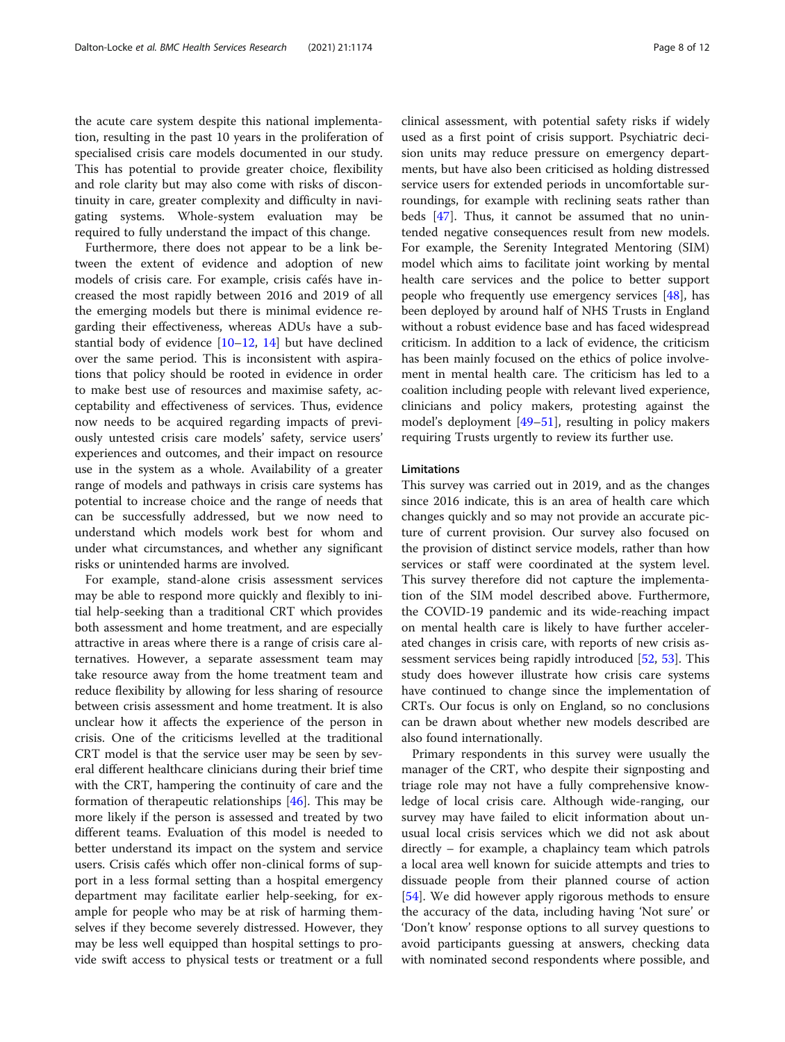the acute care system despite this national implementation, resulting in the past 10 years in the proliferation of specialised crisis care models documented in our study. This has potential to provide greater choice, flexibility and role clarity but may also come with risks of discontinuity in care, greater complexity and difficulty in navigating systems. Whole-system evaluation may be required to fully understand the impact of this change.

Furthermore, there does not appear to be a link between the extent of evidence and adoption of new models of crisis care. For example, crisis cafés have increased the most rapidly between 2016 and 2019 of all the emerging models but there is minimal evidence regarding their effectiveness, whereas ADUs have a substantial body of evidence [10–12, 14] but have declined over the same period. This is inconsistent with aspirations that policy should be rooted in evidence in order to make best use of resources and maximise safety, acceptability and effectiveness of services. Thus, evidence now needs to be acquired regarding impacts of previously untested crisis care models' safety, service users' experiences and outcomes, and their impact on resource use in the system as a whole. Availability of a greater range of models and pathways in crisis care systems has potential to increase choice and the range of needs that can be successfully addressed, but we now need to understand which models work best for whom and under what circumstances, and whether any significant risks or unintended harms are involved.

For example, stand-alone crisis assessment services may be able to respond more quickly and flexibly to initial help-seeking than a traditional CRT which provides both assessment and home treatment, and are especially attractive in areas where there is a range of crisis care alternatives. However, a separate assessment team may take resource away from the home treatment team and reduce flexibility by allowing for less sharing of resource between crisis assessment and home treatment. It is also unclear how it affects the experience of the person in crisis. One of the criticisms levelled at the traditional CRT model is that the service user may be seen by several different healthcare clinicians during their brief time with the CRT, hampering the continuity of care and the formation of therapeutic relationships [46]. This may be more likely if the person is assessed and treated by two different teams. Evaluation of this model is needed to better understand its impact on the system and service users. Crisis cafés which offer non-clinical forms of support in a less formal setting than a hospital emergency department may facilitate earlier help-seeking, for example for people who may be at risk of harming themselves if they become severely distressed. However, they may be less well equipped than hospital settings to provide swift access to physical tests or treatment or a full clinical assessment, with potential safety risks if widely used as a first point of crisis support. Psychiatric decision units may reduce pressure on emergency departments, but have also been criticised as holding distressed service users for extended periods in uncomfortable surroundings, for example with reclining seats rather than beds [47]. Thus, it cannot be assumed that no unintended negative consequences result from new models. For example, the Serenity Integrated Mentoring (SIM) model which aims to facilitate joint working by mental health care services and the police to better support people who frequently use emergency services [48], has been deployed by around half of NHS Trusts in England without a robust evidence base and has faced widespread criticism. In addition to a lack of evidence, the criticism has been mainly focused on the ethics of police involvement in mental health care. The criticism has led to a coalition including people with relevant lived experience, clinicians and policy makers, protesting against the model's deployment [49–51], resulting in policy makers requiring Trusts urgently to review its further use.

### Limitations

This survey was carried out in 2019, and as the changes since 2016 indicate, this is an area of health care which changes quickly and so may not provide an accurate picture of current provision. Our survey also focused on the provision of distinct service models, rather than how services or staff were coordinated at the system level. This survey therefore did not capture the implementation of the SIM model described above. Furthermore, the COVID-19 pandemic and its wide-reaching impact on mental health care is likely to have further accelerated changes in crisis care, with reports of new crisis assessment services being rapidly introduced [52, 53]. This study does however illustrate how crisis care systems have continued to change since the implementation of CRTs. Our focus is only on England, so no conclusions can be drawn about whether new models described are also found internationally.

Primary respondents in this survey were usually the manager of the CRT, who despite their signposting and triage role may not have a fully comprehensive knowledge of local crisis care. Although wide-ranging, our survey may have failed to elicit information about unusual local crisis services which we did not ask about directly – for example, a chaplaincy team which patrols a local area well known for suicide attempts and tries to dissuade people from their planned course of action [54]. We did however apply rigorous methods to ensure the accuracy of the data, including having 'Not sure' or 'Don't know' response options to all survey questions to avoid participants guessing at answers, checking data with nominated second respondents where possible, and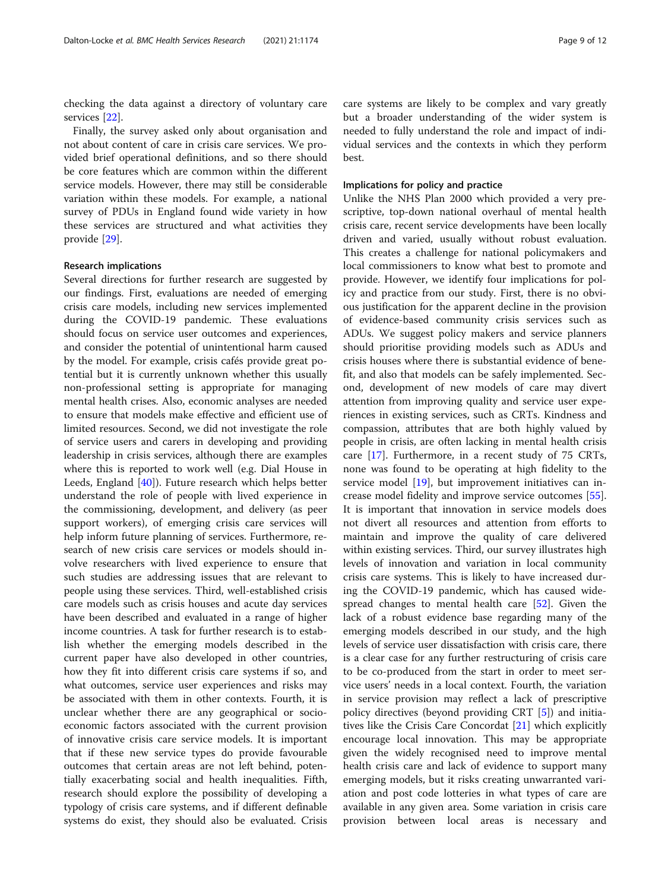checking the data against a directory of voluntary care services [22].

Finally, the survey asked only about organisation and not about content of care in crisis care services. We provided brief operational definitions, and so there should be core features which are common within the different service models. However, there may still be considerable variation within these models. For example, a national survey of PDUs in England found wide variety in how these services are structured and what activities they provide [29].

### Research implications

Several directions for further research are suggested by our findings. First, evaluations are needed of emerging crisis care models, including new services implemented during the COVID-19 pandemic. These evaluations should focus on service user outcomes and experiences, and consider the potential of unintentional harm caused by the model. For example, crisis cafés provide great potential but it is currently unknown whether this usually non-professional setting is appropriate for managing mental health crises. Also, economic analyses are needed to ensure that models make effective and efficient use of limited resources. Second, we did not investigate the role of service users and carers in developing and providing leadership in crisis services, although there are examples where this is reported to work well (e.g. Dial House in Leeds, England [40]). Future research which helps better understand the role of people with lived experience in the commissioning, development, and delivery (as peer support workers), of emerging crisis care services will help inform future planning of services. Furthermore, research of new crisis care services or models should involve researchers with lived experience to ensure that such studies are addressing issues that are relevant to people using these services. Third, well-established crisis care models such as crisis houses and acute day services have been described and evaluated in a range of higher income countries. A task for further research is to establish whether the emerging models described in the current paper have also developed in other countries, how they fit into different crisis care systems if so, and what outcomes, service user experiences and risks may be associated with them in other contexts. Fourth, it is unclear whether there are any geographical or socioeconomic factors associated with the current provision of innovative crisis care service models. It is important that if these new service types do provide favourable outcomes that certain areas are not left behind, potentially exacerbating social and health inequalities. Fifth, research should explore the possibility of developing a typology of crisis care systems, and if different definable systems do exist, they should also be evaluated. Crisis care systems are likely to be complex and vary greatly but a broader understanding of the wider system is needed to fully understand the role and impact of individual services and the contexts in which they perform best.

### Implications for policy and practice

Unlike the NHS Plan 2000 which provided a very prescriptive, top-down national overhaul of mental health crisis care, recent service developments have been locally driven and varied, usually without robust evaluation. This creates a challenge for national policymakers and local commissioners to know what best to promote and provide. However, we identify four implications for policy and practice from our study. First, there is no obvious justification for the apparent decline in the provision of evidence-based community crisis services such as ADUs. We suggest policy makers and service planners should prioritise providing models such as ADUs and crisis houses where there is substantial evidence of benefit, and also that models can be safely implemented. Second, development of new models of care may divert attention from improving quality and service user experiences in existing services, such as CRTs. Kindness and compassion, attributes that are both highly valued by people in crisis, are often lacking in mental health crisis care [17]. Furthermore, in a recent study of 75 CRTs, none was found to be operating at high fidelity to the service model [19], but improvement initiatives can increase model fidelity and improve service outcomes [55]. It is important that innovation in service models does not divert all resources and attention from efforts to maintain and improve the quality of care delivered within existing services. Third, our survey illustrates high levels of innovation and variation in local community crisis care systems. This is likely to have increased during the COVID-19 pandemic, which has caused widespread changes to mental health care [52]. Given the lack of a robust evidence base regarding many of the emerging models described in our study, and the high levels of service user dissatisfaction with crisis care, there is a clear case for any further restructuring of crisis care to be co-produced from the start in order to meet service users' needs in a local context. Fourth, the variation in service provision may reflect a lack of prescriptive policy directives (beyond providing CRT [5]) and initiatives like the Crisis Care Concordat [21] which explicitly encourage local innovation. This may be appropriate given the widely recognised need to improve mental health crisis care and lack of evidence to support many emerging models, but it risks creating unwarranted variation and post code lotteries in what types of care are available in any given area. Some variation in crisis care provision between local areas is necessary and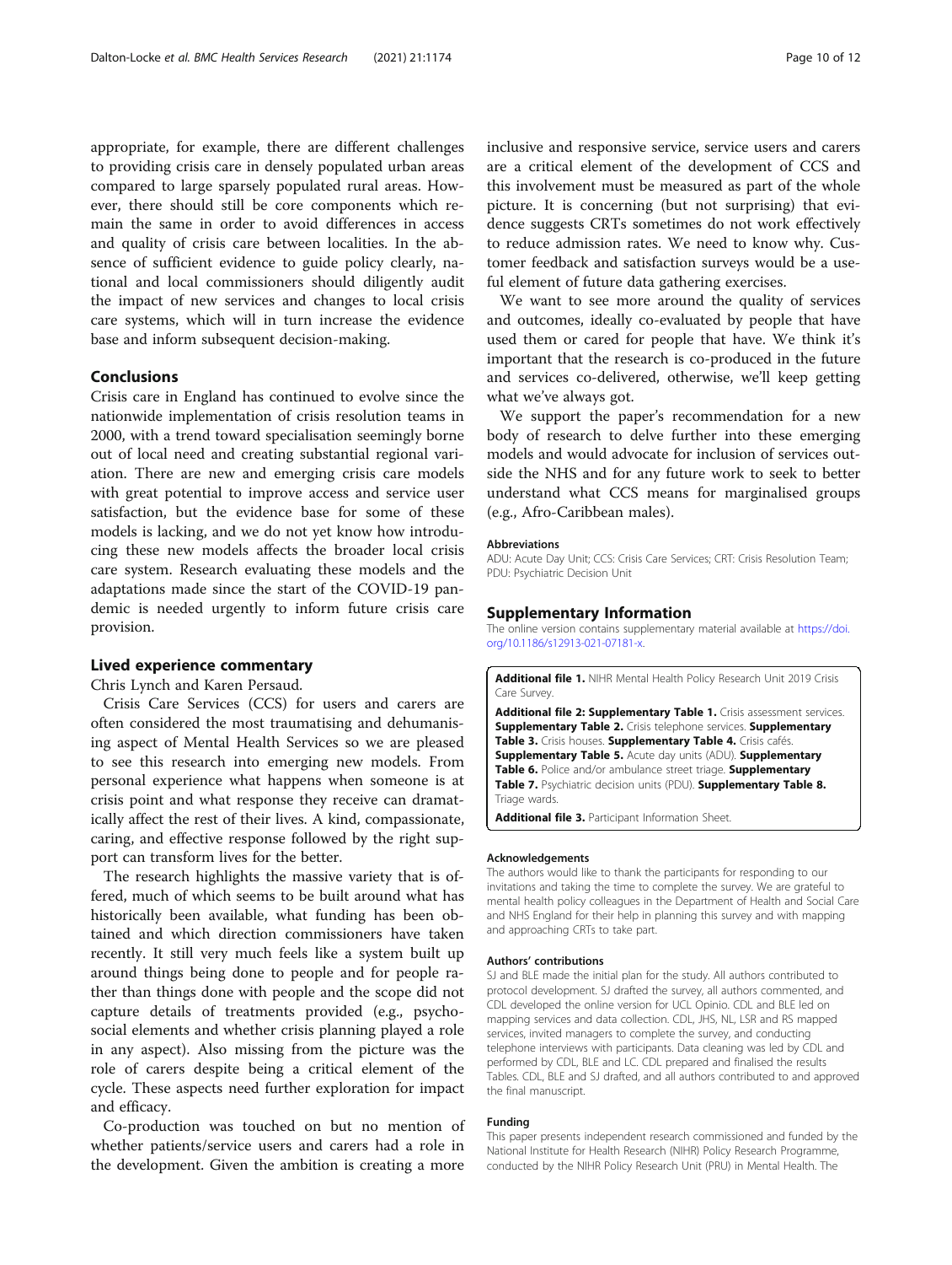appropriate, for example, there are different challenges to providing crisis care in densely populated urban areas compared to large sparsely populated rural areas. However, there should still be core components which remain the same in order to avoid differences in access and quality of crisis care between localities. In the absence of sufficient evidence to guide policy clearly, national and local commissioners should diligently audit the impact of new services and changes to local crisis care systems, which will in turn increase the evidence base and inform subsequent decision-making.

## Conclusions

Crisis care in England has continued to evolve since the nationwide implementation of crisis resolution teams in 2000, with a trend toward specialisation seemingly borne out of local need and creating substantial regional variation. There are new and emerging crisis care models with great potential to improve access and service user satisfaction, but the evidence base for some of these models is lacking, and we do not yet know how introducing these new models affects the broader local crisis care system. Research evaluating these models and the adaptations made since the start of the COVID-19 pandemic is needed urgently to inform future crisis care provision.

## Lived experience commentary

Chris Lynch and Karen Persaud.

Crisis Care Services (CCS) for users and carers are often considered the most traumatising and dehumanising aspect of Mental Health Services so we are pleased to see this research into emerging new models. From personal experience what happens when someone is at crisis point and what response they receive can dramatically affect the rest of their lives. A kind, compassionate, caring, and effective response followed by the right support can transform lives for the better.

The research highlights the massive variety that is offered, much of which seems to be built around what has historically been available, what funding has been obtained and which direction commissioners have taken recently. It still very much feels like a system built up around things being done to people and for people rather than things done with people and the scope did not capture details of treatments provided (e.g., psychosocial elements and whether crisis planning played a role in any aspect). Also missing from the picture was the role of carers despite being a critical element of the cycle. These aspects need further exploration for impact and efficacy.

Co-production was touched on but no mention of whether patients/service users and carers had a role in the development. Given the ambition is creating a more inclusive and responsive service, service users and carers are a critical element of the development of CCS and this involvement must be measured as part of the whole picture. It is concerning (but not surprising) that evidence suggests CRTs sometimes do not work effectively to reduce admission rates. We need to know why. Customer feedback and satisfaction surveys would be a useful element of future data gathering exercises.

We want to see more around the quality of services and outcomes, ideally co-evaluated by people that have used them or cared for people that have. We think it's important that the research is co-produced in the future and services co-delivered, otherwise, we'll keep getting what we've always got.

We support the paper's recommendation for a new body of research to delve further into these emerging models and would advocate for inclusion of services outside the NHS and for any future work to seek to better understand what CCS means for marginalised groups (e.g., Afro-Caribbean males).

### Abbreviations

ADU: Acute Day Unit; CCS: Crisis Care Services; CRT: Crisis Resolution Team; PDU: Psychiatric Decision Unit

## Supplementary Information

The online version contains supplementary material available at https://doi.org/10.1186/s12913-021-07181-x.

**Additional file 1.** NIHR Mental Health Policy Research Unit 2019 Crisis Care Survey.

**Additional file 2: Supplementary Table 1.** Crisis assessment services. **Supplementary Table 2.** Crisis telephone services. **Supplementary Table 3.** Crisis houses. **Supplementary Table 4.** Crisis cafés. **Supplementary Table 5.** Acute day units (ADU). **Supplementary Table 6.** Police and/or ambulance street triage. **Supplementary Table 7.** Psychiatric decision units (PDU). **Supplementary Table 8.** Triage wards.

**Additional file 3.** Participant Information Sheet.

### Acknowledgements

The authors would like to thank the participants for responding to our invitations and taking the time to complete the survey. We are grateful to mental health policy colleagues in the Department of Health and Social Care and NHS England for their help in planning this survey and with mapping and approaching CRTs to take part.

### Authors' contributions

SJ and BLE made the initial plan for the study. All authors contributed to protocol development. SJ drafted the survey, all authors commented, and CDL developed the online version for UCL Opinio. CDL and BLE led on mapping services and data collection. CDL, JHS, NL, LSR and RS mapped services, invited managers to complete the survey, and conducting telephone interviews with participants. Data cleaning was led by CDL and performed by CDL, BLE and LC. CDL prepared and finalised the results Tables. CDL, BLE and SJ drafted, and all authors contributed to and approved the final manuscript.

### Funding

This paper presents independent research commissioned and funded by the National Institute for Health Research (NIHR) Policy Research Programme, conducted by the NIHR Policy Research Unit (PRU) in Mental Health. The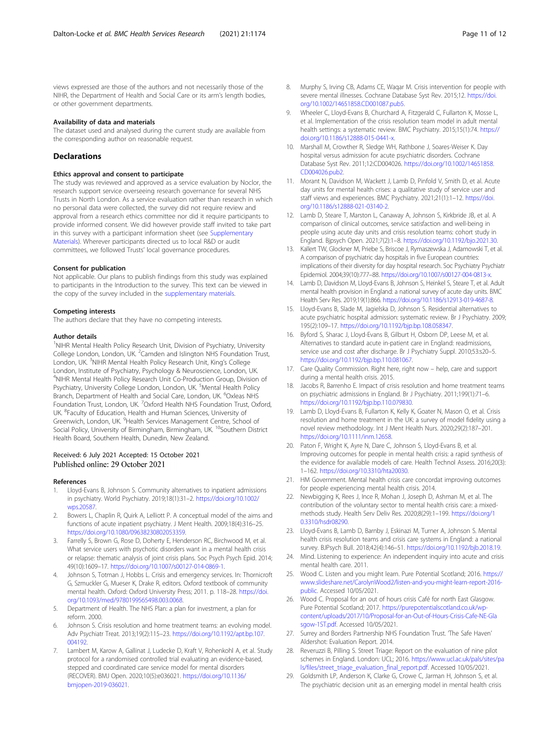views expressed are those of the authors and not necessarily those of the NIHR, the Department of Health and Social Care or its arm's length bodies, or other government departments.

### Availability of data and materials

The dataset used and analysed during the current study are available from the corresponding author on reasonable request.

## Declarations

### Ethics approval and consent to participate

The study was reviewed and approved as a service evaluation by Noclor, the research support service overseeing research governance for several NHS Trusts in North London. As a service evaluation rather than research in which no personal data were collected, the survey did not require review and approval from a research ethics committee nor did it require participants to provide informed consent. We did however provide staff invited to take part in this survey with a participant information sheet (see Supplementary Materials). Wherever participants directed us to local R&D or audit committees, we followed Trusts' local governance procedures.

### Consent for publication

Not applicable. Our plans to publish findings from this study was explained to participants in the Introduction to the survey. This text can be viewed in the copy of the survey included in the supplementary materials.

### Competing interests

The authors declare that they have no competing interests.

### Author details

[1]NIHR Mental Health Policy Research Unit, Division of Psychiatry, University College London, London, UK. [2]Camden and Islington NHS Foundation Trust, London, UK. [3]NIHR Mental Health Policy Research Unit, King's College London, Institute of Psychiatry, Psychology & Neuroscience, London, UK. [4]NIHR Mental Health Policy Research Unit Co-Production Group, Division of Psychiatry, University College London, London, UK. [5]Mental Health Policy Branch, Department of Health and Social Care, London, UK. [6]Oxleas NHS Foundation Trust, London, UK. [7]Oxford Health NHS Foundation Trust, Oxford, UK. [8]Faculty of Education, Health and Human Sciences, University of Greenwich, London, UK. [9]Health Services Management Centre, School of Social Policy, University of Birmingham, Birmingham, UK. [10]Southern District Health Board, Southern Health, Dunedin, New Zealand.

Received: 6 July 2021 Accepted: 15 October 2021
Published online: 29 October 2021

### References

1. Lloyd-Evans B, Johnson S. Community alternatives to inpatient admissions in psychiatry. World Psychiatry. 2019;18(1):31–2. https://doi.org/10.1002/wps.20587.
2. Bowers L, Chaplin R, Quirk A, Lelliott P. A conceptual model of the aims and functions of acute inpatient psychiatry. J Ment Health. 2009;18(4):316–25. https://doi.org/10.1080/09638230802053359.
3. Farrelly S, Brown G, Rose D, Doherty E, Henderson RC, Birchwood M, et al. What service users with psychotic disorders want in a mental health crisis or relapse: thematic analysis of joint crisis plans. Soc Psych Psych Epid. 2014; 49(10):1609–17. https://doi.org/10.1007/s00127-014-0869-1.
4. Johnson S, Totman J, Hobbs L. Crisis and emergency services. In: Thornicroft G, Szmuckler G, Mueser K, Drake R, editors. Oxford textbook of community mental health. Oxford: Oxford University Press; 2011. p. 118–28. https://doi.org/10.1093/med/9780199565498.003.0068.
5. Department of Health. The NHS Plan: a plan for investment, a plan for reform. 2000.
6. Johnson S. Crisis resolution and home treatment teams: an evolving model. Adv Psychiatr Treat. 2013;19(2):115–23. https://doi.org/10.1192/apt.bp.107.004192.
7. Lambert M, Karow A, Gallinat J, Ludecke D, Kraft V, Rohenkohl A, et al. Study protocol for a randomised controlled trial evaluating an evidence-based, stepped and coordinated care service model for mental disorders (RECOVER). BMJ Open. 2020;10(5):e036021. https://doi.org/10.1136/bmjopen-2019-036021.
8. Murphy S, Irving CB, Adams CE, Waqar M. Crisis intervention for people with severe mental illnesses. Cochrane Database Syst Rev. 2015;12. https://doi.org/10.1002/14651858.CD001087.pub5.
9. Wheeler C, Lloyd-Evans B, Churchard A, Fitzgerald C, Fullarton K, Mosse L, et al. Implementation of the crisis resolution team model in adult mental health settings: a systematic review. BMC Psychiatry. 2015;15(1):74. https://doi.org/10.1186/s12888-015-0441-x.
10. Marshall M, Crowther R, Sledge WH, Rathbone J, Soares-Weiser K. Day hospital versus admission for acute psychiatric disorders. Cochrane Database Syst Rev. 2011;12:CD004026. https://doi.org/10.1002/14651858.CD004026.pub2.
11. Morant N, Davidson M, Wackett J, Lamb D, Pinfold V, Smith D, et al. Acute day units for mental health crises: a qualitative study of service user and staff views and experiences. BMC Psychiatry. 2021;21(1):1–12. https://doi.org/10.1186/s12888-021-03140-2.
12. Lamb D, Steare T, Marston L, Canaway A, Johnson S, Kirkbride JB, et al. A comparison of clinical outcomes, service satisfaction and well-being in people using acute day units and crisis resolution teams: cohort study in England. Bjpsych Open. 2021;7(2):1–8. https://doi.org/10.1192/bjo.2021.30.
13. Kallert TW, Glockner M, Priebe S, Briscoe J, Rymaszewska J, Adamowski T, et al. A comparison of psychiatric day hospitals in five European countries: implications of their diversity for day hospital research. Soc Psychiatry Psychiatr Epidemiol. 2004;39(10):777–88. https://doi.org/10.1007/s00127-004-0813-x.
14. Lamb D, Davidson M, Lloyd-Evans B, Johnson S, Heinkel S, Steare T, et al. Adult mental health provision in England: a national survey of acute day units. BMC Health Serv Res. 2019;19(1):866. https://doi.org/10.1186/s12913-019-4687-8.
15. Lloyd-Evans B, Slade M, Jagielska D, Johnson S. Residential alternatives to acute psychiatric hospital admission: systematic review. Br J Psychiatry. 2009; 195(2):109–17. https://doi.org/10.1192/bjp.bp.108.058347.
16. Byford S, Sharac J, Lloyd-Evans B, Gilburt H, Osborn DP, Leese M, et al. Alternatives to standard acute in-patient care in England: readmissions, service use and cost after discharge. Br J Psychiatry Suppl. 2010;53:s20–5. https://doi.org/10.1192/bjp.bp.110.081067.
17. Care Quality Commission. Right here, right now – help, care and support during a mental health crisis. 2015.
18. Jacobs R, Barrenho E. Impact of crisis resolution and home treatment teams on psychiatric admissions in England. Br J Psychiatry. 2011;199(1):71–6. https://doi.org/10.1192/bjp.bp.110.079830.
19. Lamb D, Lloyd-Evans B, Fullarton K, Kelly K, Goater N, Mason O, et al. Crisis resolution and home treatment in the UK: a survey of model fidelity using a novel review methodology. Int J Ment Health Nurs. 2020;29(2):187–201. https://doi.org/10.1111/inm.12658.
20. Paton F, Wright K, Ayre N, Dare C, Johnson S, Lloyd-Evans B, et al. Improving outcomes for people in mental health crisis: a rapid synthesis of the evidence for available models of care. Health Technol Assess. 2016;20(3): 1–162. https://doi.org/10.3310/hta20030.
21. HM Government. Mental health crisis care concordat improving outcomes for people experiencing mental health crisis. 2014.
22. Newbigging K, Rees J, Ince R, Mohan J, Joseph D, Ashman M, et al. The contribution of the voluntary sector to mental health crisis care: a mixed-methods study. Health Serv Deliv Res. 2020;8(29):1–199. https://doi.org/10.3310/hsdr08290.
23. Lloyd-Evans B, Lamb D, Barnby J, Eskinazi M, Turner A, Johnson S. Mental health crisis resolution teams and crisis care systems in England: a national survey. BJPsych Bull. 2018;42(4):146–51. https://doi.org/10.1192/bjb.2018.19.
24. Mind. Listening to experience: An independent inquiry into acute and crisis mental health care. 2011.
25. Wood C. Listen and you might learn. Pure Potential Scotland; 2016. https://www.slideshare.net/CarolynWood2/listen-and-you-might-learn-report-2016-public. Accessed 10/05/2021.
26. Wood C. Proposal for an out of hours crisis Café for north East Glasgow. Pure Potential Scotland; 2017. https://purepotentialscotland.co.uk/wp-content/uploads/2017/10/Proposal-for-an-Out-of-Hours-Crisis-Cafe-NE-Glasgow-1ST.pdf. Accessed 10/05/2021.
27. Surrey and Borders Partnership NHS Foundation Trust. 'The Safe Haven' Aldershot: Evaluation Report. 2014.
28. Reveruzzi B, Pilling S. Street Triage: Report on the evaluation of nine pilot schemes in England. London: UCL; 2016. https://www.ucl.ac.uk/pals/sites/pals/files/street_triage_evaluation_final_report.pdf. Accessed 10/05/2021.
29. Goldsmith LP, Anderson K, Clarke G, Crowe C, Jarman H, Johnson S, et al. The psychiatric decision unit as an emerging model in mental health crisis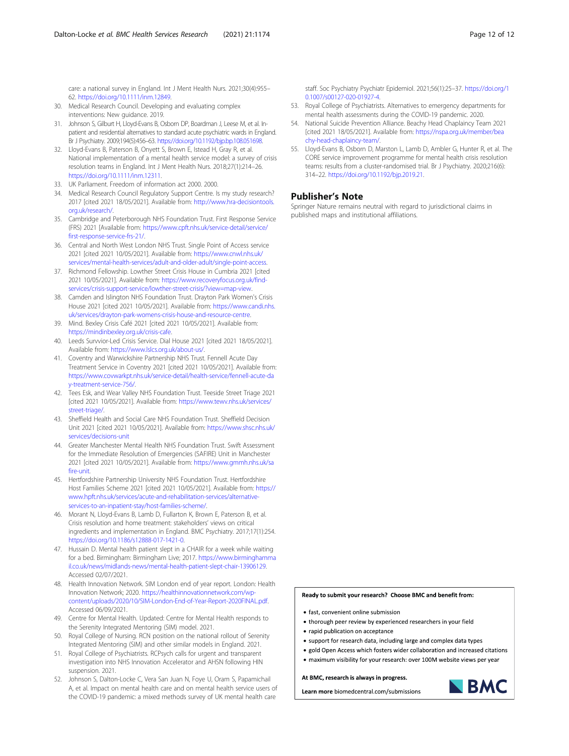care: a national survey in England. Int J Ment Health Nurs. 2021;30(4):955–62. https://doi.org/10.1111/inm.12849.

30. Medical Research Council. Developing and evaluating complex interventions: New guidance. 2019.
31. Johnson S, Gilburt H, Lloyd-Evans B, Osborn DP, Boardman J, Leese M, et al. In-patient and residential alternatives to standard acute psychiatric wards in England. Br J Psychiatry. 2009;194(5):456–63. https://doi.org/10.1192/bjp.bp.108.051698.
32. Lloyd-Evans B, Paterson B, Onyett S, Brown E, Istead H, Gray R, et al. National implementation of a mental health service model: a survey of crisis resolution teams in England. Int J Ment Health Nurs. 2018;27(1):214–26. https://doi.org/10.1111/inm.12311.
33. UK Parliament. Freedom of information act 2000. 2000.
34. Medical Research Council Regulatory Support Centre. Is my study research? 2017 [cited 2021 18/05/2021]. Available from: http://www.hra-decisiontools.org.uk/research/.
35. Cambridge and Peterborough NHS Foundation Trust. First Response Service (FRS) 2021 [Available from: https://www.cpft.nhs.uk/service-detail/service/first-response-service-frs-21/.
36. Central and North West London NHS Trust. Single Point of Access service 2021 [cited 2021 10/05/2021]. Available from: https://www.cnwl.nhs.uk/services/mental-health-services/adult-and-older-adult/single-point-access.
37. Richmond Fellowship. Lowther Street Crisis House in Cumbria 2021 [cited 2021 10/05/2021]. Available from: https://www.recoveryfocus.org.uk/find-services/crisis-support-service/lowther-street-crisis/?view=map-view.
38. Camden and Islington NHS Foundation Trust. Drayton Park Women's Crisis House 2021 [cited 2021 10/05/2021]. Available from: https://www.candi.nhs.uk/services/drayton-park-womens-crisis-house-and-resource-centre.
39. Mind. Bexley Crisis Café 2021 [cited 2021 10/05/2021]. Available from: https://mindinbexley.org.uk/crisis-cafe.
40. Leeds Survvior-Led Crisis Service. Dial House 2021 [cited 2021 18/05/2021]. Available from: https://www.lslcs.org.uk/about-us/.
41. Coventry and Warwickshire Partnership NHS Trust. Fennell Acute Day Treatment Service in Coventry 2021 [cited 2021 10/05/2021]. Available from: https://www.covwarkpt.nhs.uk/service-detail/health-service/fennell-acute-day-treatment-service-756/.
42. Tees Esk, and Wear Valley NHS Foundation Trust. Teeside Street Triage 2021 [cited 2021 10/05/2021]. Available from: https://www.tewv.nhs.uk/services/street-triage/.
43. Sheffield Health and Social Care NHS Foundation Trust. Sheffield Decision Unit 2021 [cited 2021 10/05/2021]. Available from: https://www.shsc.nhs.uk/services/decisions-unit
44. Greater Manchester Mental Health NHS Foundation Trust. Swift Assessment for the Immediate Resolution of Emergencies (SAFIRE) Unit in Manchester 2021 [cited 2021 10/05/2021]. Available from: https://www.gmmh.nhs.uk/safire-unit.
45. Hertfordshire Partnership University NHS Foundation Trust. Hertfordshire Host Families Scheme 2021 [cited 2021 10/05/2021]. Available from: https://www.hpft.nhs.uk/services/acute-and-rehabilitation-services/alternative-services-to-an-inpatient-stay/host-families-scheme/.
46. Morant N, Lloyd-Evans B, Lamb D, Fullarton K, Brown E, Paterson B, et al. Crisis resolution and home treatment: stakeholders' views on critical ingredients and implementation in England. BMC Psychiatry. 2017;17(1):254. https://doi.org/10.1186/s12888-017-1421-0.
47. Hussain D. Mental health patient slept in a CHAIR for a week while waiting for a bed. Birmingham: Birmingham Live; 2017. https://www.birminghammail.co.uk/news/midlands-news/mental-health-patient-slept-chair-13906129. Accessed 02/07/2021.
48. Health Innovation Network. SIM London end of year report. London: Health Innovation Network; 2020. https://healthinnovationnetwork.com/wp-content/uploads/2020/10/SIM-London-End-of-Year-Report-2020FINAL.pdf. Accessed 06/09/2021.
49. Centre for Mental Health. Updated: Centre for Mental Health responds to the Serenity Integrated Mentoring (SIM) model. 2021.
50. Royal College of Nursing. RCN position on the national rollout of Serenity Integrated Mentoring (SIM) and other similar models in England. 2021.
51. Royal College of Psychiatrists. RCPsych calls for urgent and transparent investigation into NHS Innovation Accelerator and AHSN following HIN suspension. 2021.
52. Johnson S, Dalton-Locke C, Vera San Juan N, Foye U, Oram S, Papamichail A, et al. Impact on mental health care and on mental health service users of the COVID-19 pandemic: a mixed methods survey of UK mental health care staff. Soc Psychiatry Psychiatr Epidemiol. 2021;56(1):25–37. https://doi.org/10.1007/s00127-020-01927-4.
53. Royal College of Psychiatrists. Alternatives to emergency departments for mental health assessments during the COVID-19 pandemic. 2020.
54. National Suicide Prevention Alliance. Beachy Head Chaplaincy Team 2021 [cited 2021 18/05/2021]. Available from: https://nspa.org.uk/member/beachy-head-chaplaincy-team/.
55. Lloyd-Evans B, Osborn D, Marston L, Lamb D, Ambler G, Hunter R, et al. The CORE service improvement programme for mental health crisis resolution teams: results from a cluster-randomised trial. Br J Psychiatry. 2020;216(6):314–22. https://doi.org/10.1192/bjp.2019.21.

## Publisher's Note

Springer Nature remains neutral with regard to jurisdictional claims in published maps and institutional affiliations.

**Ready to submit your research? Choose BMC and benefit from:**

- fast, convenient online submission
- thorough peer review by experienced researchers in your field
- rapid publication on acceptance
- support for research data, including large and complex data types
- gold Open Access which fosters wider collaboration and increased citations
- maximum visibility for your research: over 100M website views per year

**At BMC, research is always in progress.**

**Learn more** biomedcentral.com/submissions